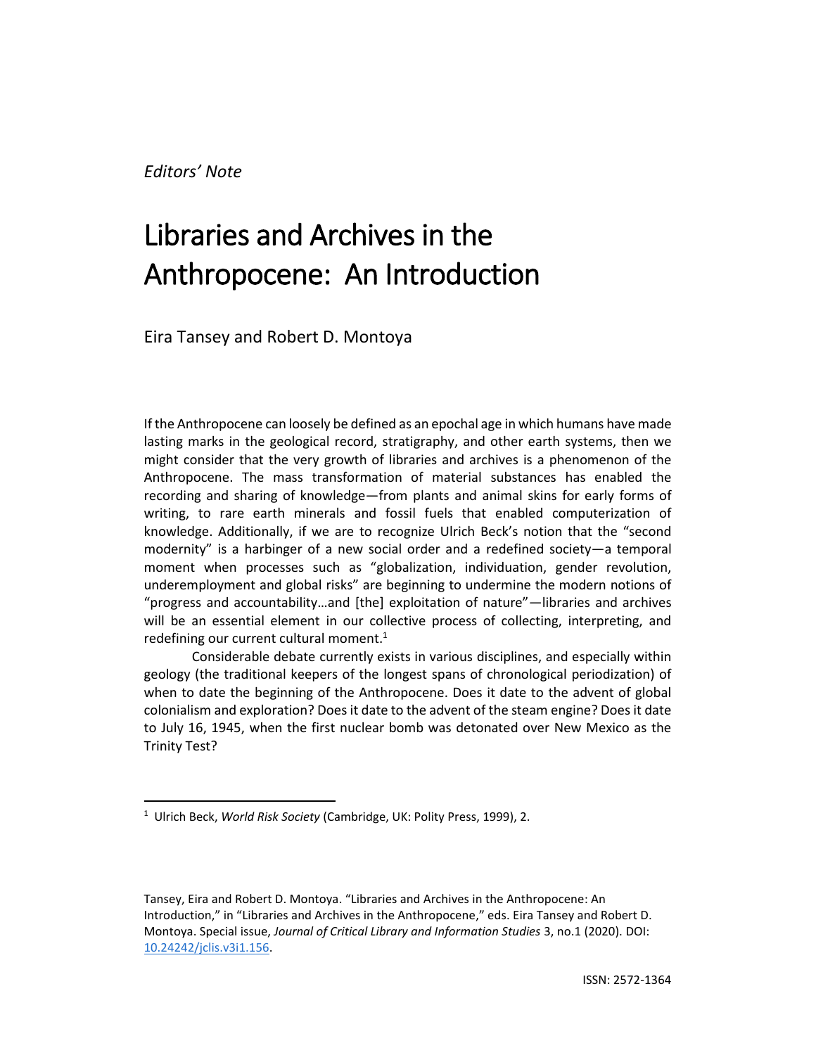*Editors' Note*

# Libraries and Archives in the Anthropocene: An Introduction

Eira Tansey and Robert D. Montoya

If the Anthropocene can loosely be defined as an epochal age in which humans have made lasting marks in the geological record, stratigraphy, and other earth systems, then we might consider that the very growth of libraries and archives is a phenomenon of the Anthropocene. The mass transformation of material substances has enabled the recording and sharing of knowledge—from plants and animal skins for early forms of writing, to rare earth minerals and fossil fuels that enabled computerization of knowledge. Additionally, if we are to recognize Ulrich Beck's notion that the "second modernity" is a harbinger of a new social order and a redefined society—a temporal moment when processes such as "globalization, individuation, gender revolution, underemployment and global risks" are beginning to undermine the modern notions of "progress and accountability…and [the] exploitation of nature"—libraries and archives will be an essential element in our collective process of collecting, interpreting, and redefining our current cultural moment.[1]

Considerable debate currently exists in various disciplines, and especially within geology (the traditional keepers of the longest spans of chronological periodization) of when to date the beginning of the Anthropocene. Does it date to the advent of global colonialism and exploration? Does it date to the advent of the steam engine? Does it date to July 16, 1945, when the first nuclear bomb was detonated over New Mexico as the Trinity Test?

[1] Ulrich Beck, *World Risk Society* (Cambridge, UK: Polity Press, 1999), 2.

Tansey, Eira and Robert D. Montoya. "Libraries and Archives in the Anthropocene: An Introduction," in "Libraries and Archives in the Anthropocene," eds. Eira Tansey and Robert D. Montoya. Special issue, *Journal of Critical Library and Information Studies* 3, no.1 (2020). DOI: 10.24242/jclis.v3i1.156.

ISSN: 2572-1364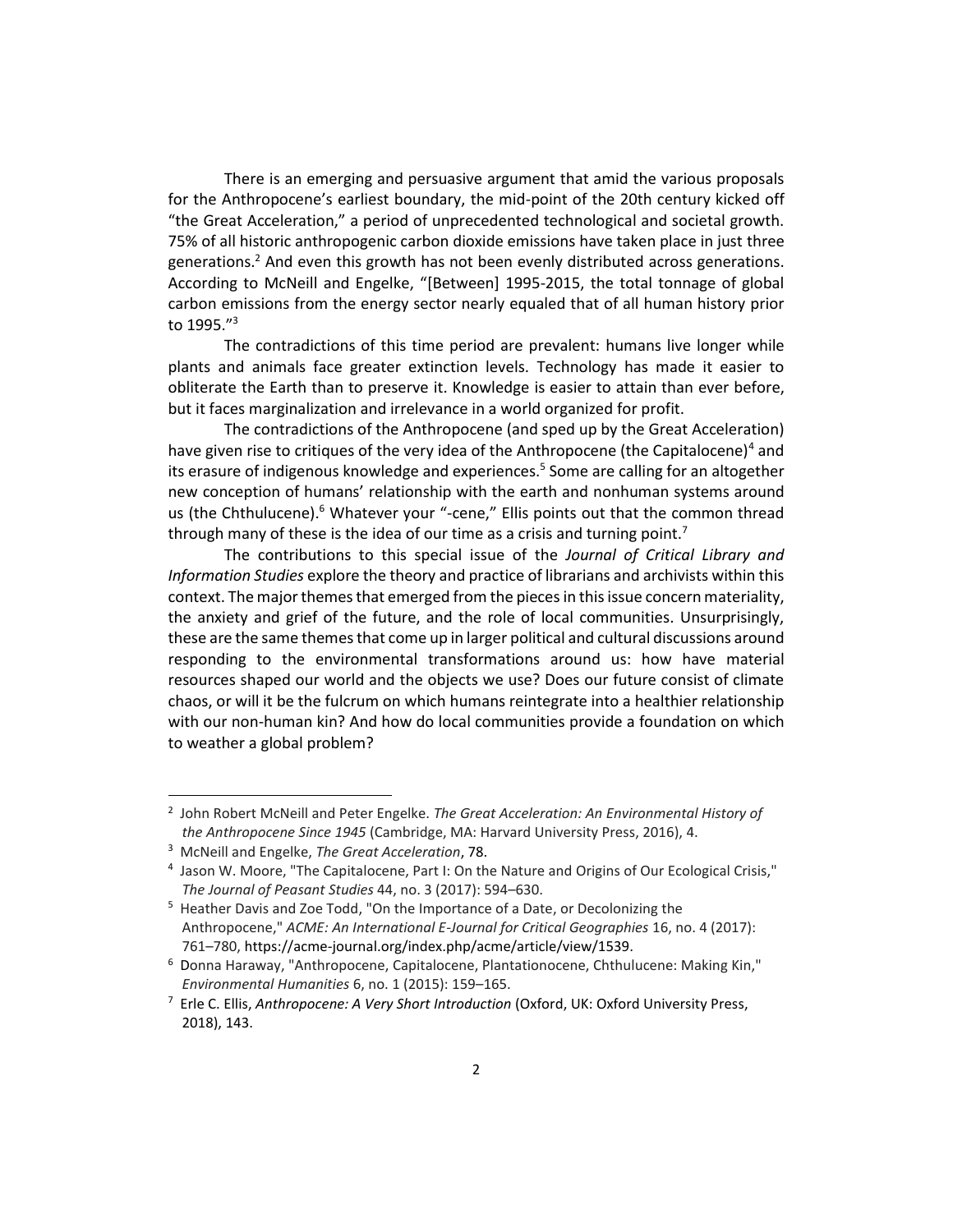There is an emerging and persuasive argument that amid the various proposals for the Anthropocene's earliest boundary, the mid-point of the 20th century kicked off "the Great Acceleration," a period of unprecedented technological and societal growth. 75% of all historic anthropogenic carbon dioxide emissions have taken place in just three generations.[2] And even this growth has not been evenly distributed across generations. According to McNeill and Engelke, "[Between] 1995-2015, the total tonnage of global carbon emissions from the energy sector nearly equaled that of all human history prior to 1995."[3]

The contradictions of this time period are prevalent: humans live longer while plants and animals face greater extinction levels. Technology has made it easier to obliterate the Earth than to preserve it. Knowledge is easier to attain than ever before, but it faces marginalization and irrelevance in a world organized for profit.

The contradictions of the Anthropocene (and sped up by the Great Acceleration) have given rise to critiques of the very idea of the Anthropocene (the Capitalocene)[4] and its erasure of indigenous knowledge and experiences.[5] Some are calling for an altogether new conception of humans' relationship with the earth and nonhuman systems around us (the Chthulucene).[6] Whatever your "-cene," Ellis points out that the common thread through many of these is the idea of our time as a crisis and turning point.[7]

The contributions to this special issue of the *Journal of Critical Library and Information Studies* explore the theory and practice of librarians and archivists within this context. The major themes that emerged from the pieces in this issue concern materiality, the anxiety and grief of the future, and the role of local communities. Unsurprisingly, these are the same themes that come up in larger political and cultural discussions around responding to the environmental transformations around us: how have material resources shaped our world and the objects we use? Does our future consist of climate chaos, or will it be the fulcrum on which humans reintegrate into a healthier relationship with our non-human kin? And how do local communities provide a foundation on which to weather a global problem?

---

[2] John Robert McNeill and Peter Engelke. *The Great Acceleration: An Environmental History of the Anthropocene Since 1945* (Cambridge, MA: Harvard University Press, 2016), 4.

[3] McNeill and Engelke, *The Great Acceleration*, 78.

[4] Jason W. Moore, "The Capitalocene, Part I: On the Nature and Origins of Our Ecological Crisis," *The Journal of Peasant Studies* 44, no. 3 (2017): 594–630.

[5] Heather Davis and Zoe Todd, "On the Importance of a Date, or Decolonizing the Anthropocene," *ACME: An International E-Journal for Critical Geographies* 16, no. 4 (2017): 761–780, https://acme-journal.org/index.php/acme/article/view/1539.

[6] Donna Haraway, "Anthropocene, Capitalocene, Plantationocene, Chthulucene: Making Kin," *Environmental Humanities* 6, no. 1 (2015): 159–165.

[7] Erle C. Ellis, *Anthropocene: A Very Short Introduction* (Oxford, UK: Oxford University Press, 2018), 143.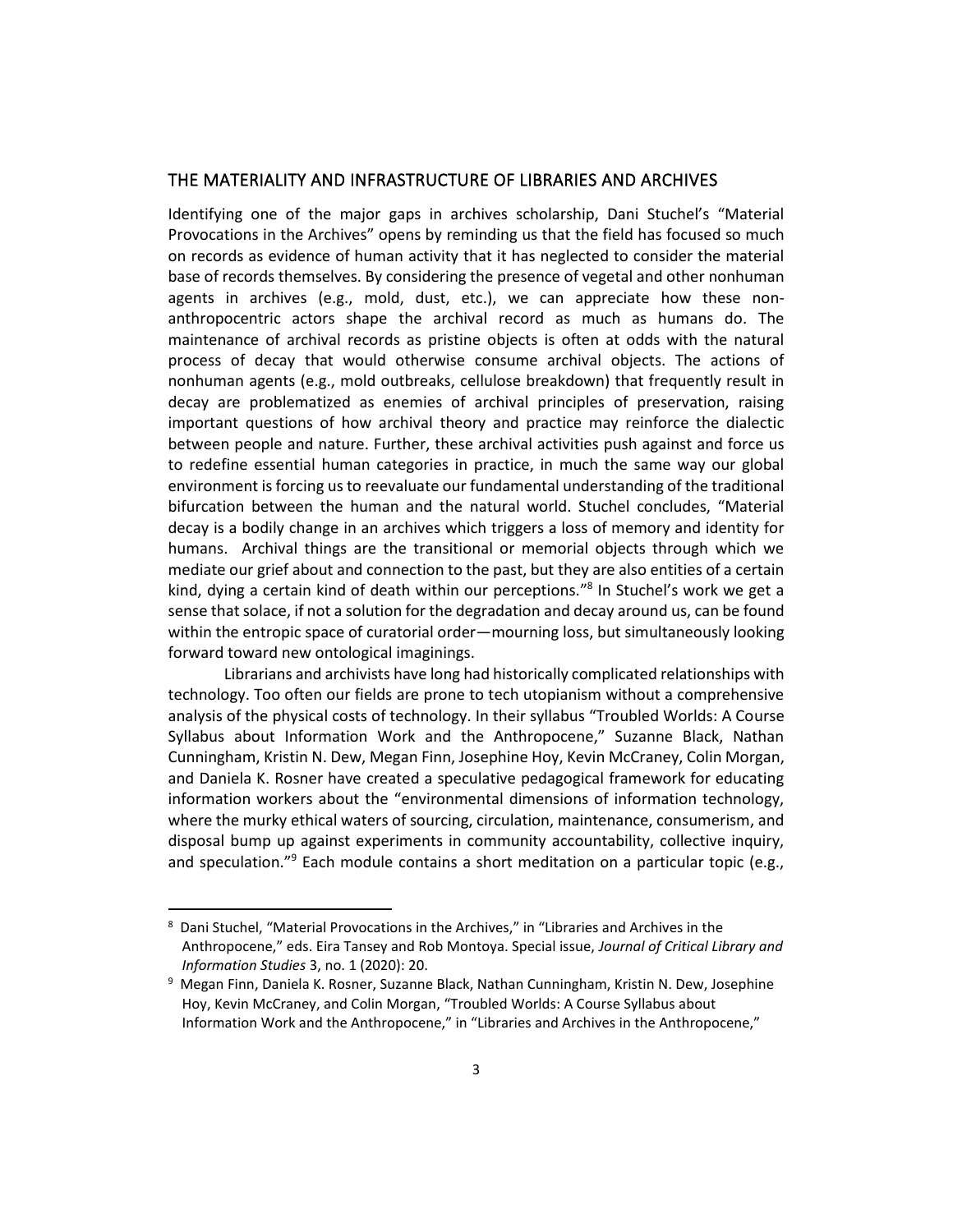## THE MATERIALITY AND INFRASTRUCTURE OF LIBRARIES AND ARCHIVES

Identifying one of the major gaps in archives scholarship, Dani Stuchel's "Material Provocations in the Archives" opens by reminding us that the field has focused so much on records as evidence of human activity that it has neglected to consider the material base of records themselves. By considering the presence of vegetal and other nonhuman agents in archives (e.g., mold, dust, etc.), we can appreciate how these non-anthropocentric actors shape the archival record as much as humans do. The maintenance of archival records as pristine objects is often at odds with the natural process of decay that would otherwise consume archival objects. The actions of nonhuman agents (e.g., mold outbreaks, cellulose breakdown) that frequently result in decay are problematized as enemies of archival principles of preservation, raising important questions of how archival theory and practice may reinforce the dialectic between people and nature. Further, these archival activities push against and force us to redefine essential human categories in practice, in much the same way our global environment is forcing us to reevaluate our fundamental understanding of the traditional bifurcation between the human and the natural world. Stuchel concludes, "Material decay is a bodily change in an archives which triggers a loss of memory and identity for humans. Archival things are the transitional or memorial objects through which we mediate our grief about and connection to the past, but they are also entities of a certain kind, dying a certain kind of death within our perceptions."[8] In Stuchel's work we get a sense that solace, if not a solution for the degradation and decay around us, can be found within the entropic space of curatorial order—mourning loss, but simultaneously looking forward toward new ontological imaginings.

Librarians and archivists have long had historically complicated relationships with technology. Too often our fields are prone to tech utopianism without a comprehensive analysis of the physical costs of technology. In their syllabus "Troubled Worlds: A Course Syllabus about Information Work and the Anthropocene," Suzanne Black, Nathan Cunningham, Kristin N. Dew, Megan Finn, Josephine Hoy, Kevin McCraney, Colin Morgan, and Daniela K. Rosner have created a speculative pedagogical framework for educating information workers about the "environmental dimensions of information technology, where the murky ethical waters of sourcing, circulation, maintenance, consumerism, and disposal bump up against experiments in community accountability, collective inquiry, and speculation."[9] Each module contains a short meditation on a particular topic (e.g.,

---

[8] Dani Stuchel, "Material Provocations in the Archives," in "Libraries and Archives in the Anthropocene," eds. Eira Tansey and Rob Montoya. Special issue, *Journal of Critical Library and Information Studies* 3, no. 1 (2020): 20.

[9] Megan Finn, Daniela K. Rosner, Suzanne Black, Nathan Cunningham, Kristin N. Dew, Josephine Hoy, Kevin McCraney, and Colin Morgan, "Troubled Worlds: A Course Syllabus about Information Work and the Anthropocene," in "Libraries and Archives in the Anthropocene,"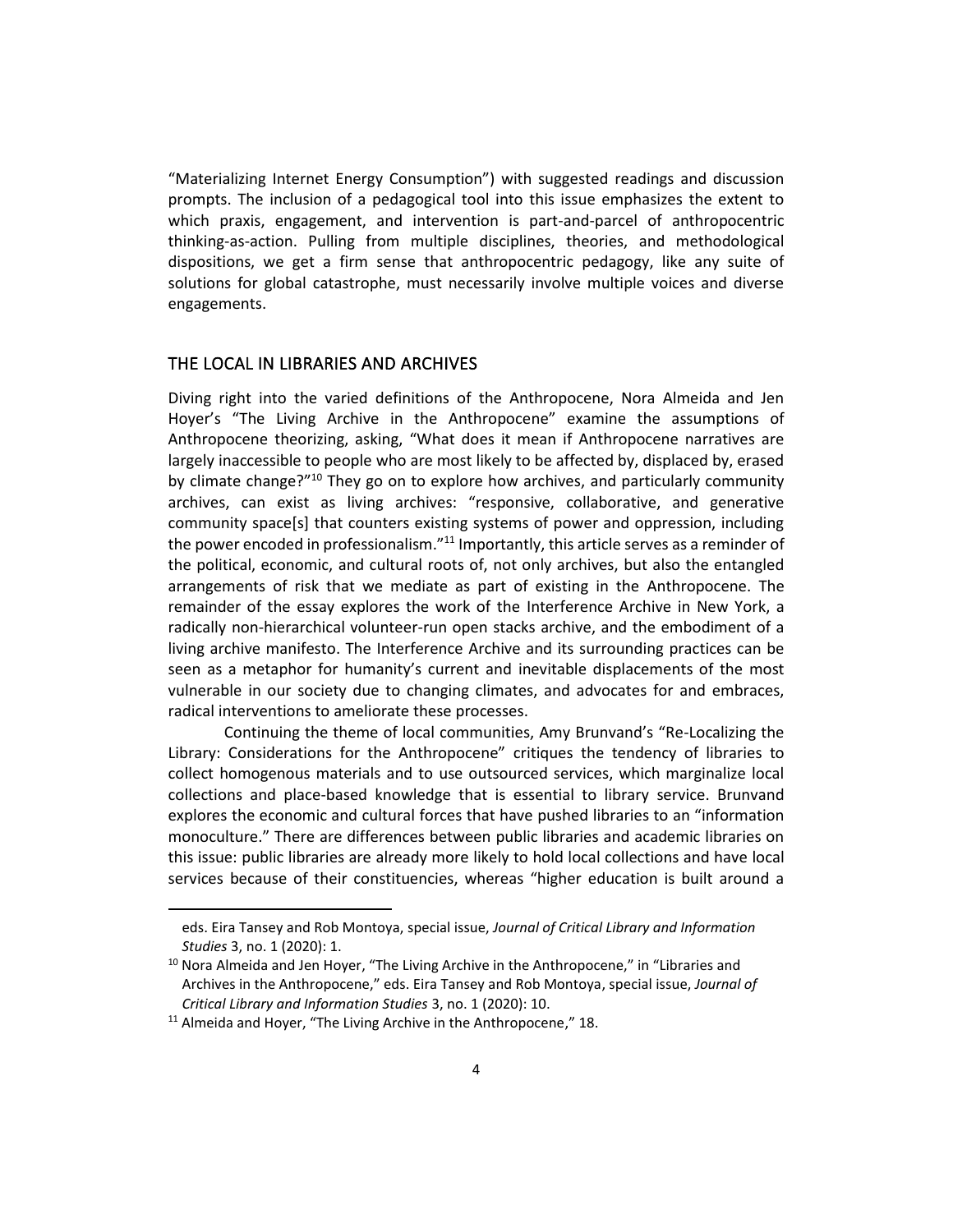"Materializing Internet Energy Consumption") with suggested readings and discussion prompts. The inclusion of a pedagogical tool into this issue emphasizes the extent to which praxis, engagement, and intervention is part-and-parcel of anthropocentric thinking-as-action. Pulling from multiple disciplines, theories, and methodological dispositions, we get a firm sense that anthropocentric pedagogy, like any suite of solutions for global catastrophe, must necessarily involve multiple voices and diverse engagements.

## THE LOCAL IN LIBRARIES AND ARCHIVES

Diving right into the varied definitions of the Anthropocene, Nora Almeida and Jen Hoyer's "The Living Archive in the Anthropocene" examine the assumptions of Anthropocene theorizing, asking, "What does it mean if Anthropocene narratives are largely inaccessible to people who are most likely to be affected by, displaced by, erased by climate change?"[10] They go on to explore how archives, and particularly community archives, can exist as living archives: "responsive, collaborative, and generative community space[s] that counters existing systems of power and oppression, including the power encoded in professionalism."[11] Importantly, this article serves as a reminder of the political, economic, and cultural roots of, not only archives, but also the entangled arrangements of risk that we mediate as part of existing in the Anthropocene. The remainder of the essay explores the work of the Interference Archive in New York, a radically non-hierarchical volunteer-run open stacks archive, and the embodiment of a living archive manifesto. The Interference Archive and its surrounding practices can be seen as a metaphor for humanity's current and inevitable displacements of the most vulnerable in our society due to changing climates, and advocates for and embraces, radical interventions to ameliorate these processes.

Continuing the theme of local communities, Amy Brunvand's "Re-Localizing the Library: Considerations for the Anthropocene" critiques the tendency of libraries to collect homogenous materials and to use outsourced services, which marginalize local collections and place-based knowledge that is essential to library service. Brunvand explores the economic and cultural forces that have pushed libraries to an "information monoculture." There are differences between public libraries and academic libraries on this issue: public libraries are already more likely to hold local collections and have local services because of their constituencies, whereas "higher education is built around a

---

eds. Eira Tansey and Rob Montoya, special issue, *Journal of Critical Library and Information Studies* 3, no. 1 (2020): 1.

[10] Nora Almeida and Jen Hoyer, "The Living Archive in the Anthropocene," in "Libraries and Archives in the Anthropocene," eds. Eira Tansey and Rob Montoya, special issue, *Journal of Critical Library and Information Studies* 3, no. 1 (2020): 10.

[11] Almeida and Hoyer, "The Living Archive in the Anthropocene," 18.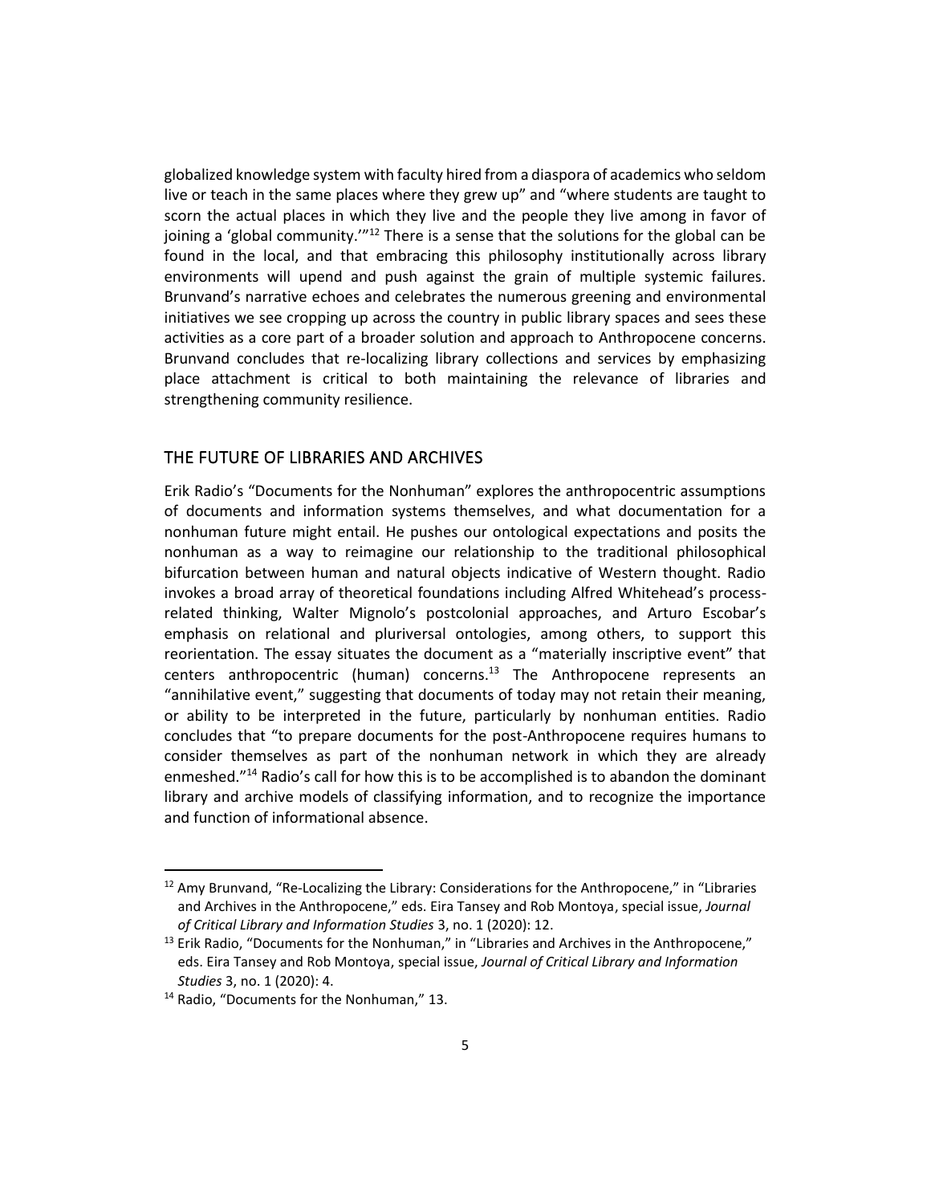globalized knowledge system with faculty hired from a diaspora of academics who seldom live or teach in the same places where they grew up" and "where students are taught to scorn the actual places in which they live and the people they live among in favor of joining a 'global community.'"[12] There is a sense that the solutions for the global can be found in the local, and that embracing this philosophy institutionally across library environments will upend and push against the grain of multiple systemic failures. Brunvand's narrative echoes and celebrates the numerous greening and environmental initiatives we see cropping up across the country in public library spaces and sees these activities as a core part of a broader solution and approach to Anthropocene concerns. Brunvand concludes that re-localizing library collections and services by emphasizing place attachment is critical to both maintaining the relevance of libraries and strengthening community resilience.

## THE FUTURE OF LIBRARIES AND ARCHIVES

Erik Radio's "Documents for the Nonhuman" explores the anthropocentric assumptions of documents and information systems themselves, and what documentation for a nonhuman future might entail. He pushes our ontological expectations and posits the nonhuman as a way to reimagine our relationship to the traditional philosophical bifurcation between human and natural objects indicative of Western thought. Radio invokes a broad array of theoretical foundations including Alfred Whitehead's process-related thinking, Walter Mignolo's postcolonial approaches, and Arturo Escobar's emphasis on relational and pluriversal ontologies, among others, to support this reorientation. The essay situates the document as a "materially inscriptive event" that centers anthropocentric (human) concerns.[13] The Anthropocene represents an "annihilative event," suggesting that documents of today may not retain their meaning, or ability to be interpreted in the future, particularly by nonhuman entities. Radio concludes that "to prepare documents for the post-Anthropocene requires humans to consider themselves as part of the nonhuman network in which they are already enmeshed."[14] Radio's call for how this is to be accomplished is to abandon the dominant library and archive models of classifying information, and to recognize the importance and function of informational absence.

---

[12] Amy Brunvand, "Re-Localizing the Library: Considerations for the Anthropocene," in "Libraries and Archives in the Anthropocene," eds. Eira Tansey and Rob Montoya, special issue, *Journal of Critical Library and Information Studies* 3, no. 1 (2020): 12.

[13] Erik Radio, "Documents for the Nonhuman," in "Libraries and Archives in the Anthropocene," eds. Eira Tansey and Rob Montoya, special issue, *Journal of Critical Library and Information Studies* 3, no. 1 (2020): 4.

[14] Radio, "Documents for the Nonhuman," 13.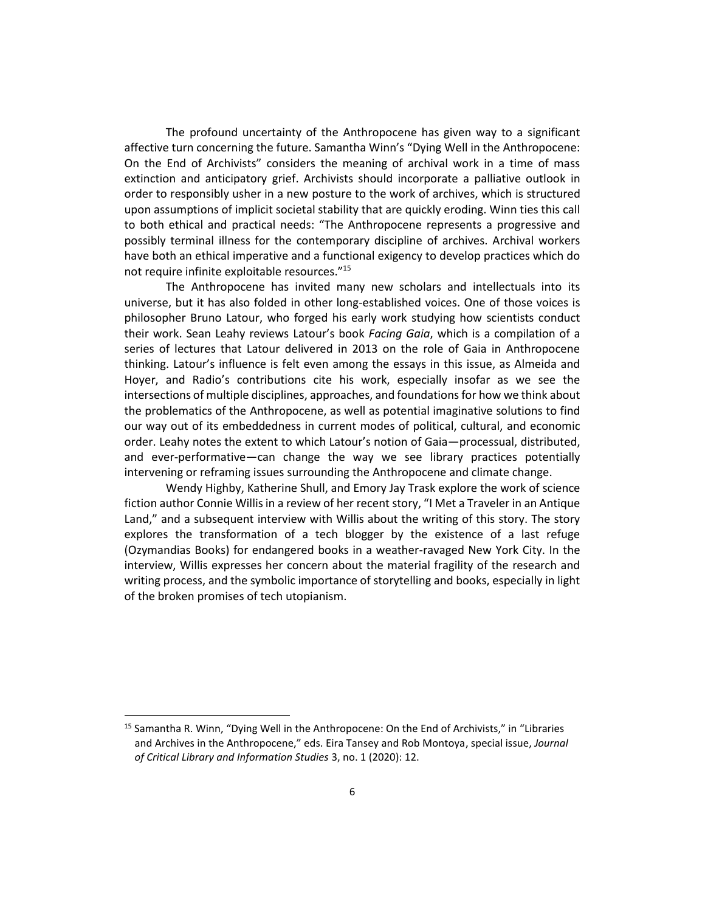The profound uncertainty of the Anthropocene has given way to a significant affective turn concerning the future. Samantha Winn's "Dying Well in the Anthropocene: On the End of Archivists" considers the meaning of archival work in a time of mass extinction and anticipatory grief. Archivists should incorporate a palliative outlook in order to responsibly usher in a new posture to the work of archives, which is structured upon assumptions of implicit societal stability that are quickly eroding. Winn ties this call to both ethical and practical needs: "The Anthropocene represents a progressive and possibly terminal illness for the contemporary discipline of archives. Archival workers have both an ethical imperative and a functional exigency to develop practices which do not require infinite exploitable resources."[15]

The Anthropocene has invited many new scholars and intellectuals into its universe, but it has also folded in other long-established voices. One of those voices is philosopher Bruno Latour, who forged his early work studying how scientists conduct their work. Sean Leahy reviews Latour's book *Facing Gaia*, which is a compilation of a series of lectures that Latour delivered in 2013 on the role of Gaia in Anthropocene thinking. Latour's influence is felt even among the essays in this issue, as Almeida and Hoyer, and Radio's contributions cite his work, especially insofar as we see the intersections of multiple disciplines, approaches, and foundations for how we think about the problematics of the Anthropocene, as well as potential imaginative solutions to find our way out of its embeddedness in current modes of political, cultural, and economic order. Leahy notes the extent to which Latour's notion of Gaia—processual, distributed, and ever-performative—can change the way we see library practices potentially intervening or reframing issues surrounding the Anthropocene and climate change.

Wendy Highby, Katherine Shull, and Emory Jay Trask explore the work of science fiction author Connie Willis in a review of her recent story, "I Met a Traveler in an Antique Land," and a subsequent interview with Willis about the writing of this story. The story explores the transformation of a tech blogger by the existence of a last refuge (Ozymandias Books) for endangered books in a weather-ravaged New York City. In the interview, Willis expresses her concern about the material fragility of the research and writing process, and the symbolic importance of storytelling and books, especially in light of the broken promises of tech utopianism.

---

[15] Samantha R. Winn, "Dying Well in the Anthropocene: On the End of Archivists," in "Libraries and Archives in the Anthropocene," eds. Eira Tansey and Rob Montoya, special issue, *Journal of Critical Library and Information Studies* 3, no. 1 (2020): 12.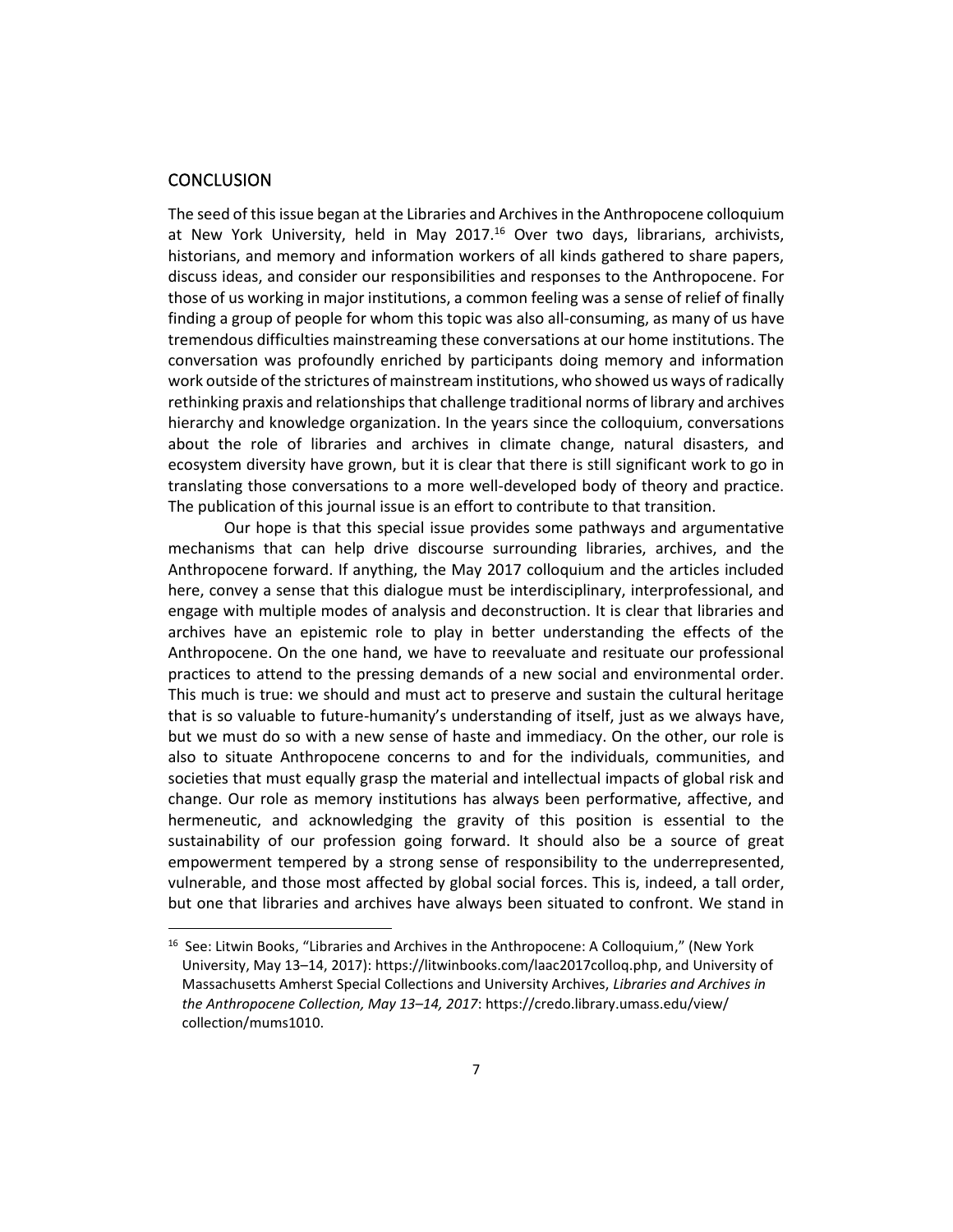## CONCLUSION

The seed of this issue began at the Libraries and Archives in the Anthropocene colloquium at New York University, held in May 2017.[16] Over two days, librarians, archivists, historians, and memory and information workers of all kinds gathered to share papers, discuss ideas, and consider our responsibilities and responses to the Anthropocene. For those of us working in major institutions, a common feeling was a sense of relief of finally finding a group of people for whom this topic was also all-consuming, as many of us have tremendous difficulties mainstreaming these conversations at our home institutions. The conversation was profoundly enriched by participants doing memory and information work outside of the strictures of mainstream institutions, who showed us ways of radically rethinking praxis and relationships that challenge traditional norms of library and archives hierarchy and knowledge organization. In the years since the colloquium, conversations about the role of libraries and archives in climate change, natural disasters, and ecosystem diversity have grown, but it is clear that there is still significant work to go in translating those conversations to a more well-developed body of theory and practice. The publication of this journal issue is an effort to contribute to that transition.

Our hope is that this special issue provides some pathways and argumentative mechanisms that can help drive discourse surrounding libraries, archives, and the Anthropocene forward. If anything, the May 2017 colloquium and the articles included here, convey a sense that this dialogue must be interdisciplinary, interprofessional, and engage with multiple modes of analysis and deconstruction. It is clear that libraries and archives have an epistemic role to play in better understanding the effects of the Anthropocene. On the one hand, we have to reevaluate and resituate our professional practices to attend to the pressing demands of a new social and environmental order. This much is true: we should and must act to preserve and sustain the cultural heritage that is so valuable to future-humanity's understanding of itself, just as we always have, but we must do so with a new sense of haste and immediacy. On the other, our role is also to situate Anthropocene concerns to and for the individuals, communities, and societies that must equally grasp the material and intellectual impacts of global risk and change. Our role as memory institutions has always been performative, affective, and hermeneutic, and acknowledging the gravity of this position is essential to the sustainability of our profession going forward. It should also be a source of great empowerment tempered by a strong sense of responsibility to the underrepresented, vulnerable, and those most affected by global social forces. This is, indeed, a tall order, but one that libraries and archives have always been situated to confront. We stand in

---

[16] See: Litwin Books, "Libraries and Archives in the Anthropocene: A Colloquium," (New York University, May 13–14, 2017): https://litwinbooks.com/laac2017colloq.php, and University of Massachusetts Amherst Special Collections and University Archives, *Libraries and Archives in the Anthropocene Collection, May 13–14, 2017*: https://credo.library.umass.edu/view/collection/mums1010.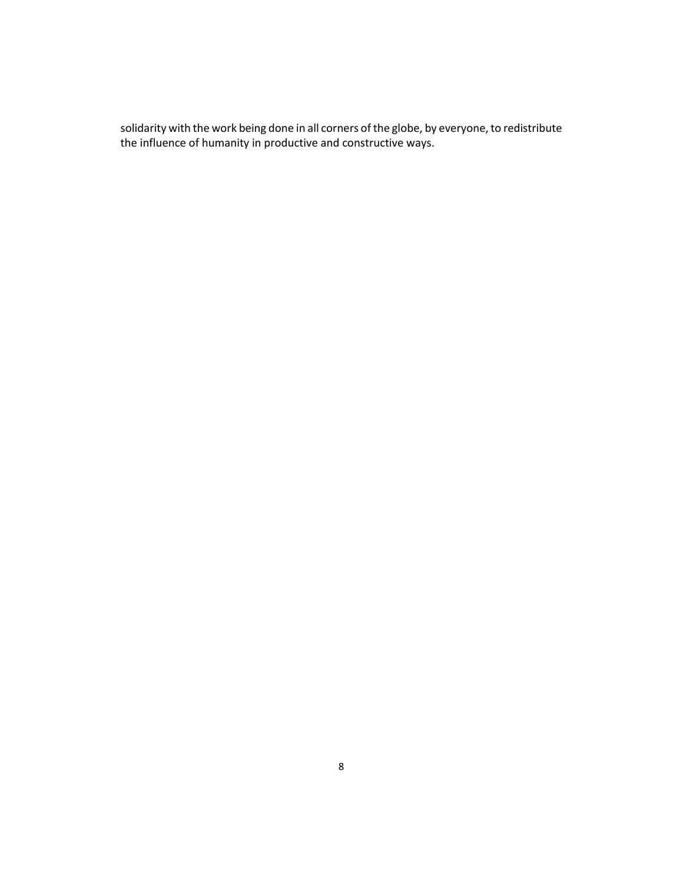solidarity with the work being done in all corners of the globe, by everyone, to redistribute the influence of humanity in productive and constructive ways.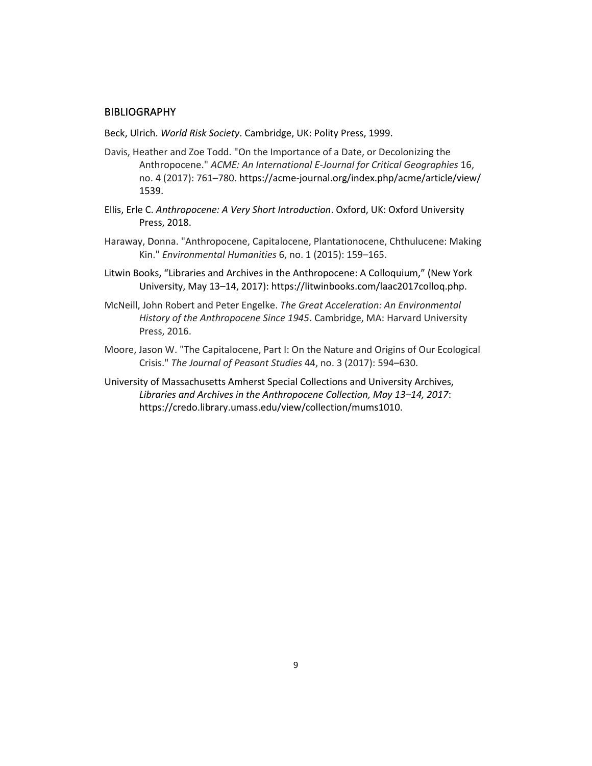## BIBLIOGRAPHY

Beck, Ulrich. *World Risk Society*. Cambridge, UK: Polity Press, 1999.

Davis, Heather and Zoe Todd. "On the Importance of a Date, or Decolonizing the Anthropocene." *ACME: An International E-Journal for Critical Geographies* 16, no. 4 (2017): 761–780. https://acme-journal.org/index.php/acme/article/view/1539.

Ellis, Erle C. *Anthropocene: A Very Short Introduction*. Oxford, UK: Oxford University Press, 2018.

Haraway, Donna. "Anthropocene, Capitalocene, Plantationocene, Chthulucene: Making Kin." *Environmental Humanities* 6, no. 1 (2015): 159–165.

Litwin Books, "Libraries and Archives in the Anthropocene: A Colloquium," (New York University, May 13–14, 2017): https://litwinbooks.com/laac2017colloq.php.

McNeill, John Robert and Peter Engelke. *The Great Acceleration: An Environmental History of the Anthropocene Since 1945*. Cambridge, MA: Harvard University Press, 2016.

Moore, Jason W. "The Capitalocene, Part I: On the Nature and Origins of Our Ecological Crisis." *The Journal of Peasant Studies* 44, no. 3 (2017): 594–630.

University of Massachusetts Amherst Special Collections and University Archives, *Libraries and Archives in the Anthropocene Collection, May 13–14, 2017*: https://credo.library.umass.edu/view/collection/mums1010.